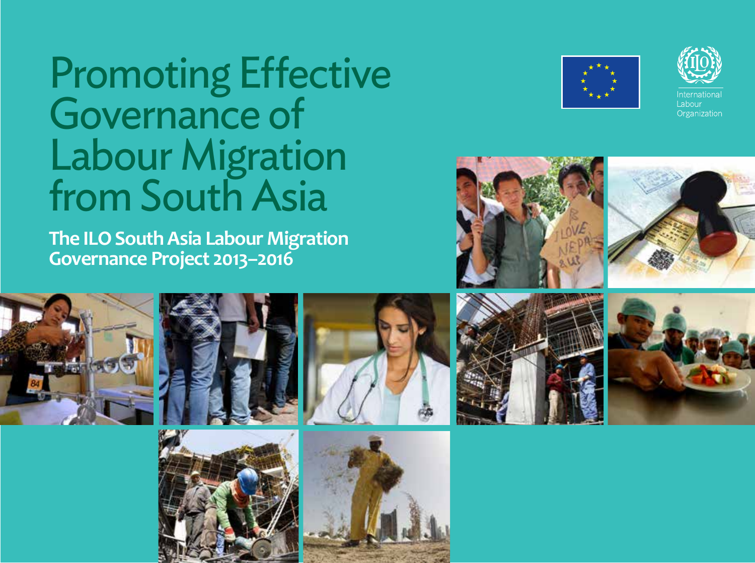# Promoting Effective Governance of Labour Migration from South Asia

## The ILO South Asia Labour Migration Governance Project 2013–2016

International Labour Organization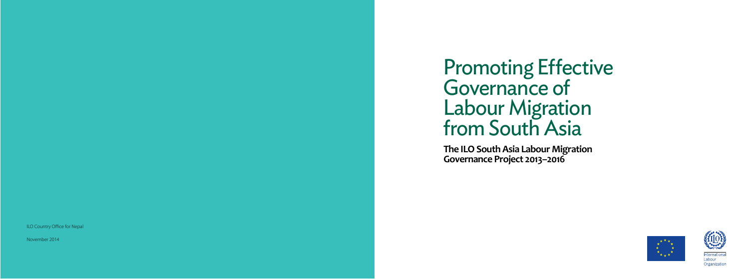# Promoting Effective Governance of Labour Migration from South Asia

**The ILO South Asia Labour Migration Governance Project 2013–2016**

ILO Country Office for Nepal

November 2014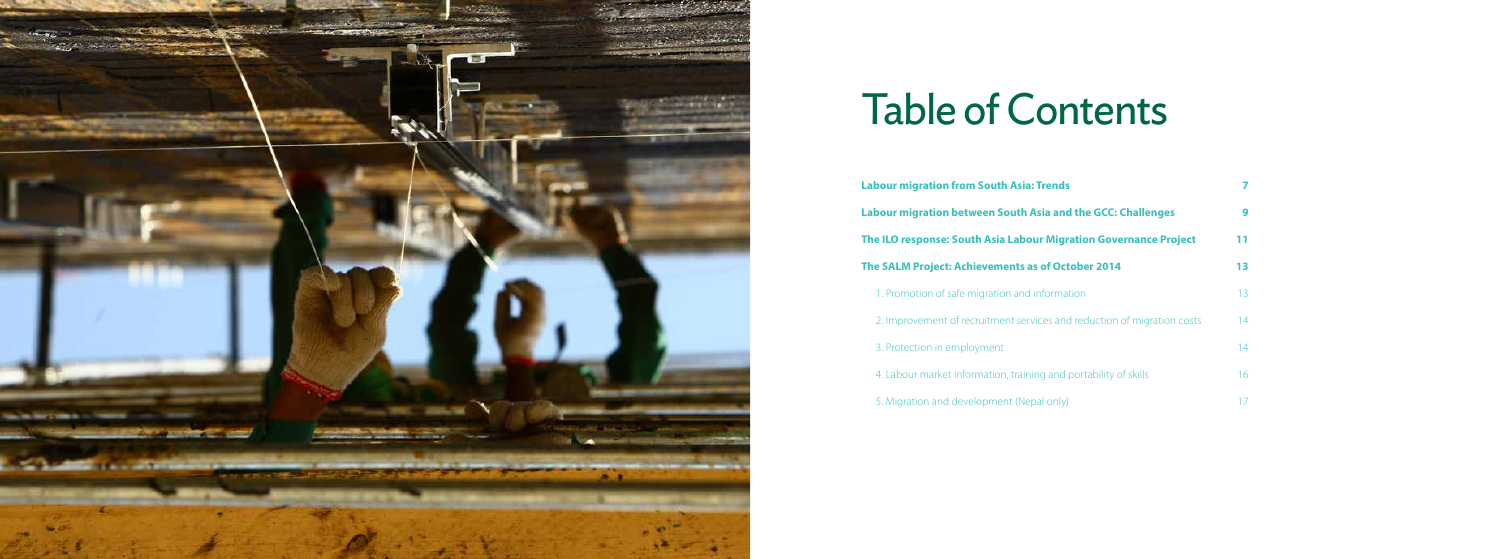# Table of Contents

| | |
|---|---|
| **Labour migration from South Asia: Trends** | **7** |
| **Labour migration between South Asia and the GCC: Challenges** | **9** |
| **The ILO response: South Asia Labour Migration Governance Project** | **11** |
| **The SALM Project: Achievements as of October 2014** | **13** |
| 1. Promotion of safe migration and information | 13 |
| 2. Improvement of recruitment services and reduction of migration costs | 14 |
| 3. Protection in employment | 14 |
| 4. Labour market information, training and portability of skills | 16 |
| 5. Migration and development (Nepal only) | 17 |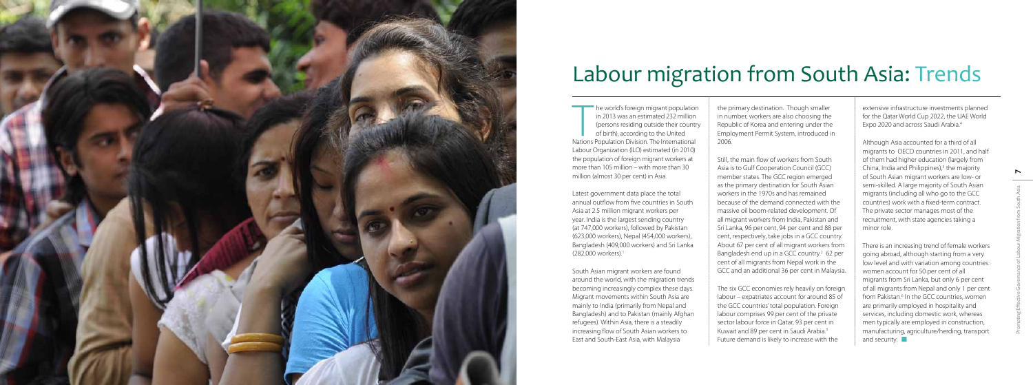# Labour migration from South Asia: Trends

The world's foreign migrant population in 2013 was an estimated 232 million (persons residing outside their country of birth), according to the United Nations Population Division. The International Labour Organization (ILO) estimated (in 2010) the population of foreign migrant workers at more than 105 million – with more than 30 million (almost 30 per cent) in Asia.

Latest government data place the total annual outflow from five countries in South Asia at 2.5 million migrant workers per year. India is the largest sending country (at 747,000 workers), followed by Pakistan (623,000 workers), Nepal (454,000 workers), Bangladesh (409,000 workers) and Sri Lanka (282,000 workers).[1]

South Asian migrant workers are found around the world, with the migration trends becoming increasingly complex these days. Migrant movements within South Asia are mainly to India (primarily from Nepal and Bangladesh) and to Pakistan (mainly Afghan refugees). Within Asia, there is a steadily increasing flow of South Asian workers to East and South-East Asia, with Malaysia the primary destination. Though smaller in number, workers are also choosing the Republic of Korea and entering under the Employment Permit System, introduced in 2006.

Still, the main flow of workers from South Asia is to Gulf Cooperation Council (GCC) member states. The GCC region emerged as the primary destination for South Asian workers in the 1970s and has remained because of the demand connected with the massive oil boom-related development. Of all migrant workers from India, Pakistan and Sri Lanka, 96 per cent, 94 per cent and 88 per cent, respectively, take jobs in a GCC country. About 67 per cent of all migrant workers from Bangladesh end up in a GCC country.[2] 62 per cent of all migrants from Nepal work in the GCC and an additional 36 per cent in Malaysia.

The six GCC economies rely heavily on foreign labour – expatriates account for around 85 of the GCC countries' total population. Foreign labour comprises 99 per cent of the private sector labour force in Qatar, 93 per cent in Kuwait and 89 per cent in Saudi Arabia.[3] Future demand is likely to increase with the extensive infrastructure investments planned for the Qatar World Cup 2022, the UAE World Expo 2020 and across Saudi Arabia.[4]

Although Asia accounted for a third of all migrants to OECD countries in 2011, and half of them had higher education (largely from China, India and Philippines),[5] the majority of South Asian migrant workers are low- or semi-skilled. A large majority of South Asian migrants (including all who go to the GCC countries) work with a fixed-term contract. The private sector manages most of the recruitment, with state agencies taking a minor role.

There is an increasing trend of female workers going abroad, although starting from a very low level and with variation among countries: women account for 50 per cent of all migrants from Sri Lanka, but only 6 per cent of all migrants from Nepal and only 1 per cent from Pakistan.[6] In the GCC countries, women are primarily employed in hospitality and services, including domestic work, whereas men typically are employed in construction, manufacturing, agriculture/herding, transport and security.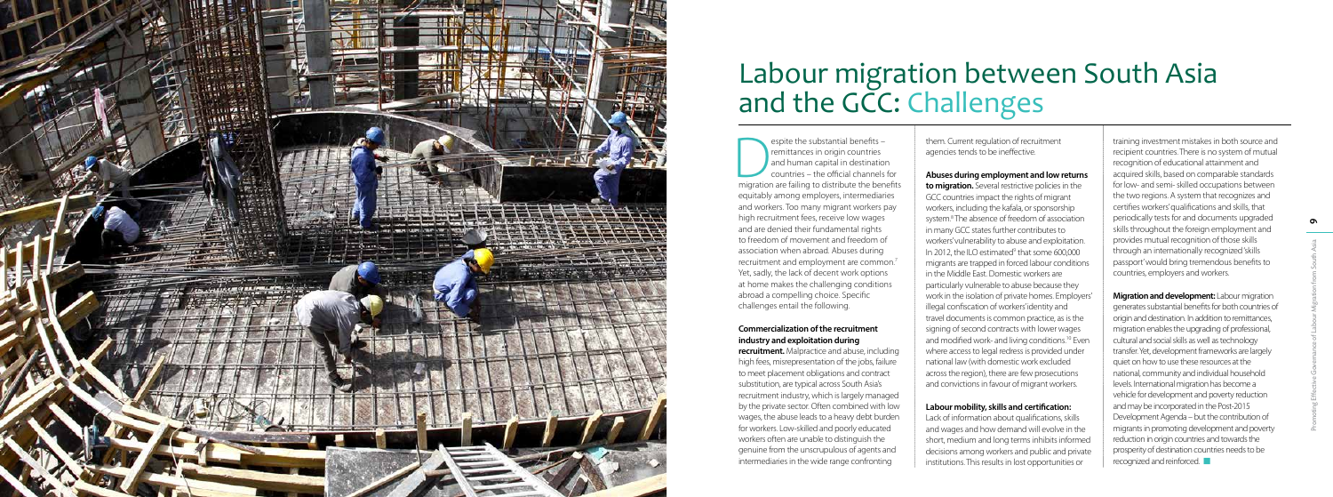# Labour migration between South Asia and the GCC: Challenges

Despite the substantial benefits – remittances in origin countries and human capital in destination countries – the official channels for migration are failing to distribute the benefits equitably among employers, intermediaries and workers. Too many migrant workers pay high recruitment fees, receive low wages and are denied their fundamental rights to freedom of movement and freedom of association when abroad. Abuses during recruitment and employment are common.[7] Yet, sadly, the lack of decent work options at home makes the challenging conditions abroad a compelling choice. Specific challenges entail the following.

**Commercialization of the recruitment industry and exploitation during recruitment.** Malpractice and abuse, including high fees, misrepresentation of the jobs, failure to meet placement obligations and contract substitution, are typical across South Asia's recruitment industry, which is largely managed by the private sector. Often combined with low wages, the abuse leads to a heavy debt burden for workers. Low-skilled and poorly educated workers often are unable to distinguish the genuine from the unscrupulous of agents and intermediaries in the wide range confronting them. Current regulation of recruitment agencies tends to be ineffective.

**Abuses during employment and low returns to migration.** Several restrictive policies in the GCC countries impact the rights of migrant workers, including the kafala, or sponsorship system.[8] The absence of freedom of association in many GCC states further contributes to workers' vulnerability to abuse and exploitation. In 2012, the ILO estimated[9] that some 600,000 migrants are trapped in forced labour conditions in the Middle East. Domestic workers are particularly vulnerable to abuse because they work in the isolation of private homes. Employers' illegal confiscation of workers' identity and travel documents is common practice, as is the signing of second contracts with lower wages and modified work- and living conditions.[10] Even where access to legal redress is provided under national law (with domestic work excluded across the region), there are few prosecutions and convictions in favour of migrant workers.

**Labour mobility, skills and certification:** Lack of information about qualifications, skills and wages and how demand will evolve in the short, medium and long terms inhibits informed decisions among workers and public and private institutions. This results in lost opportunities or training investment mistakes in both source and recipient countries. There is no system of mutual recognition of educational attainment and acquired skills, based on comparable standards for low- and semi- skilled occupations between the two regions. A system that recognizes and certifies workers' qualifications and skills, that periodically tests for and documents upgraded skills throughout the foreign employment and provides mutual recognition of those skills through an internationally recognized 'skills passport' would bring tremendous benefits to countries, employers and workers.

**Migration and development:** Labour migration generates substantial benefits for both countries of origin and destination. In addition to remittances, migration enables the upgrading of professional, cultural and social skills as well as technology transfer. Yet, development frameworks are largely quiet on how to use these resources at the national, community and individual household levels. International migration has become a vehicle for development and poverty reduction and may be incorporated in the Post-2015 Development Agenda – but the contribution of migrants in promoting development and poverty reduction in origin countries and towards the prosperity of destination countries needs to be recognized and reinforced. ■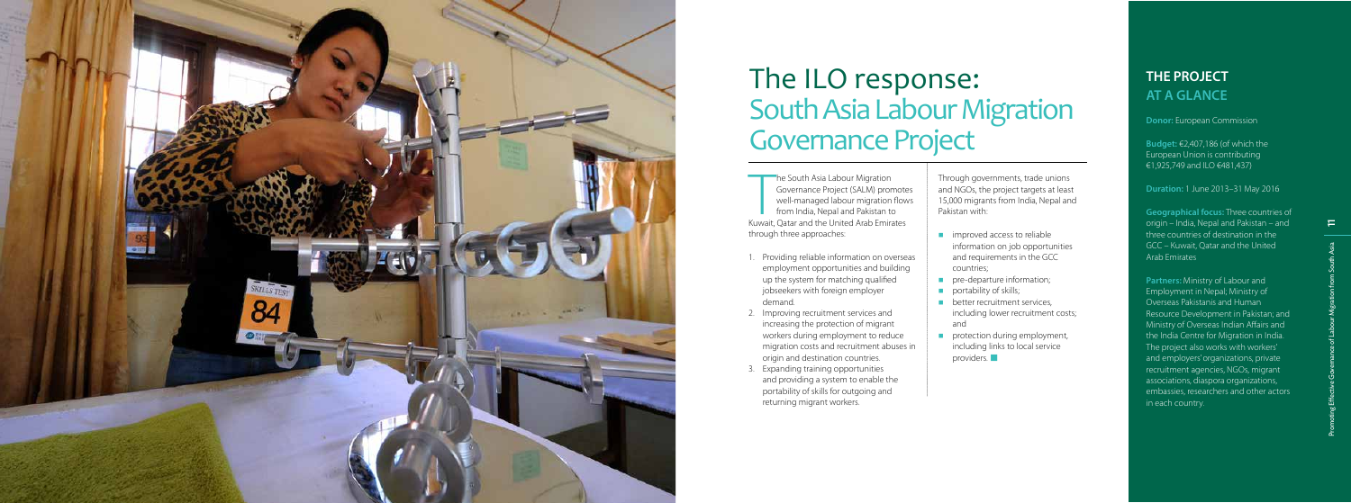# The ILO response: South Asia Labour Migration Governance Project

The South Asia Labour Migration Governance Project (SALM) promotes well-managed labour migration flows from India, Nepal and Pakistan to Kuwait, Qatar and the United Arab Emirates through three approaches:

1. Providing reliable information on overseas employment opportunities and building up the system for matching qualified jobseekers with foreign employer demand.
2. Improving recruitment services and increasing the protection of migrant workers during employment to reduce migration costs and recruitment abuses in origin and destination countries.
3. Expanding training opportunities and providing a system to enable the portability of skills for outgoing and returning migrant workers.

Through governments, trade unions and NGOs, the project targets at least 15,000 migrants from India, Nepal and Pakistan with:

- improved access to reliable information on job opportunities and requirements in the GCC countries;
- pre-departure information;
- portability of skills;
- better recruitment services, including lower recruitment costs; and
- protection during employment, including links to local service providers.

## THE PROJECT AT A GLANCE

**Donor:** European Commission

**Budget:** €2,407,186 (of which the European Union is contributing €1,925,749 and ILO €481,437)

**Duration:** 1 June 2013–31 May 2016

**Geographical focus:** Three countries of origin – India, Nepal and Pakistan – and three countries of destination in the GCC – Kuwait, Qatar and the United Arab Emirates

**Partners:** Ministry of Labour and Employment in Nepal; Ministry of Overseas Pakistanis and Human Resource Development in Pakistan; and Ministry of Overseas Indian Affairs and the India Centre for Migration in India. The project also works with workers' and employers' organizations, private recruitment agencies, NGOs, migrant associations, diaspora organizations, embassies, researchers and other actors in each country.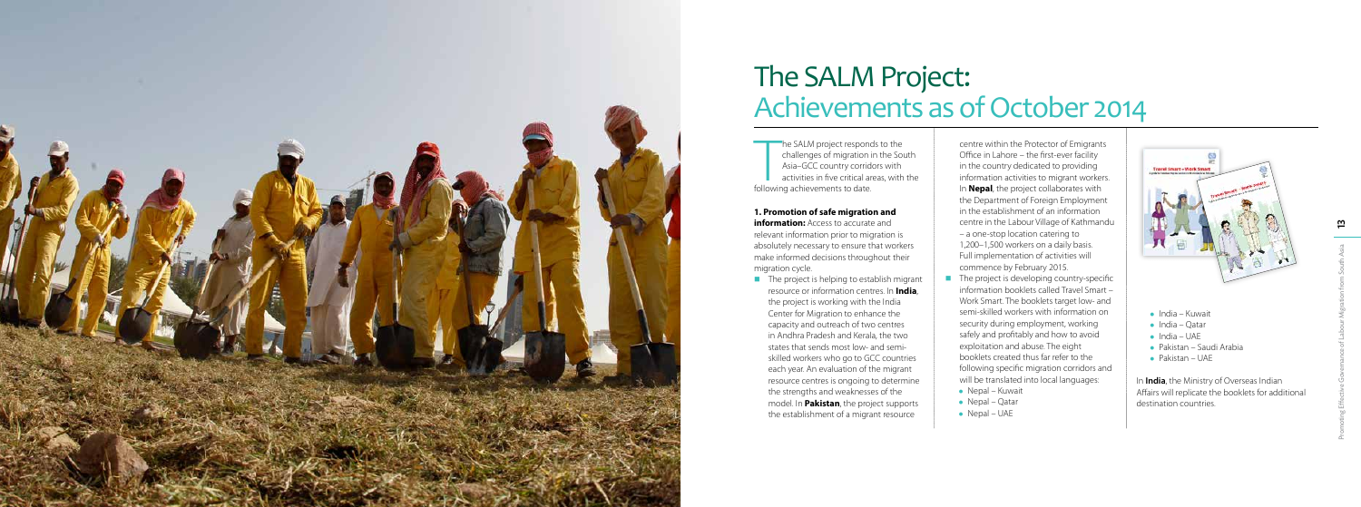# The SALM Project: Achievements as of October 2014

The SALM project responds to the challenges of migration in the South Asia–GCC country corridors with activities in five critical areas, with the following achievements to date.

**1. Promotion of safe migration and information:** Access to accurate and relevant information prior to migration is absolutely necessary to ensure that workers make informed decisions throughout their migration cycle.

- The project is helping to establish migrant resource or information centres. In **India**, the project is working with the India Center for Migration to enhance the capacity and outreach of two centres in Andhra Pradesh and Kerala, the two states that sends most low- and semi-skilled workers who go to GCC countries each year. An evaluation of the migrant resource centres is ongoing to determine the strengths and weaknesses of the model. In **Pakistan**, the project supports the establishment of a migrant resource centre within the Protector of Emigrants Office in Lahore – the first-ever facility in the country dedicated to providing information activities to migrant workers. In **Nepal**, the project collaborates with the Department of Foreign Employment in the establishment of an information centre in the Labour Village of Kathmandu – a one-stop location catering to 1,200–1,500 workers on a daily basis. Full implementation of activities will commence by February 2015.
- The project is developing country-specific information booklets called Travel Smart – Work Smart. The booklets target low- and semi-skilled workers with information on security during employment, working safely and profitably and how to avoid exploitation and abuse. The eight booklets created thus far refer to the following specific migration corridors and will be translated into local languages:
  - Nepal – Kuwait
  - Nepal – Qatar
  - Nepal – UAE
  - India – Kuwait
  - India – Qatar
  - India – UAE
  - Pakistan – Saudi Arabia
  - Pakistan – UAE

In **India**, the Ministry of Overseas Indian Affairs will replicate the booklets for additional destination countries.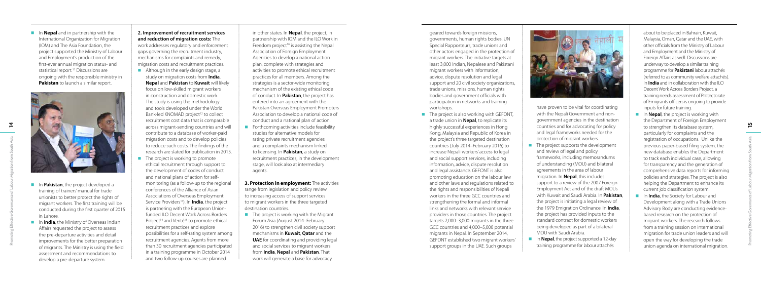- In **Nepal** and in partnership with the International Organization for Migration (IOM) and The Asia Foundation, the project supported the Ministry of Labour and Employment's production of the first-ever annual migration status- and statistical report.[11] Discussions are ongoing with the responsible ministry in **Pakistan** to launch a similar report.

- In **Pakistan**, the project developed a training of trainers' manual for trade unionists to better protect the rights of migrant workers. The first training will be conducted during the first quarter of 2015 in Lahore.
- In **India**, the Ministry of Overseas Indian Affairs requested the project to assess the pre-departure activities and detail improvements for the better preparation of migrants. The Ministry is using the field assessment and recommendations to develop a pre-departure system.

**2. Improvement of recruitment services and reduction of migration costs:** The work addresses regulatory and enforcement gaps governing the recruitment industry, mechanisms for complaints and remedy, migration costs and recruitment practices.

- Although in the early design stage, a study on migration costs from **India**, **Nepal** and **Pakistan** to **Kuwait** will likely focus on low-skilled migrant workers in construction and domestic work. The study is using the methodology and tools developed under the World Bank-led KNOMAD project[12] to collect recruitment cost data that is comparable across migrant-sending countries and will contribute to a database of worker-paid migration costs and to develop policies to reduce such costs. The findings of the research are slated for publication in 2015.
- The project is working to promote ethical recruitment through support to the development of codes of conduct and national plans of action for self-monitoring (as a follow-up to the regional conferences of the Alliance of Asian Associations of Overseas Employment Service Providers[13]). In **India**, the project is partnering with the European Union-funded ILO Decent Work Across Borders Project[14] and Verité[15] to promote ethical recruitment practices and explore possibilities for a self-rating system among recruitment agencies. Agents from more than 30 recruitment agencies participated in a training programme in October 2014 and two follow-up courses are planned in other states. In **Nepal**, the project, in partnership with IOM and the ILO Work in Freedom project[16] is assisting the Nepal Association of Foreign Employment Agencies to develop a national action plan, complete with strategies and activities to promote ethical recruitment practices for all members. Among the strategies is a sector-wide monitoring mechanism of the existing ethical code of conduct. In **Pakistan**, the project has entered into an agreement with the Pakistan Overseas Employment Promoters Association to develop a national code of conduct and a national plan of action.
- Forthcoming activities include feasibility studies for alternative models for rating private recruitment agencies and a complaints mechanism linked to licensing. In **Pakistan**, a study on recruitment practices, in the development stage, will look also at intermediary agents.

**3. Protection in employment:** The activities range from legislation and policy review to increasing access of support services to migrant workers in the three targeted destination countries.

- The project is working with the Migrant Forum Asia (August 2014–February 2016) to strengthen civil society support mechanisms in **Kuwait**, **Qatar** and the **UAE** for coordinating and providing legal and social services to migrant workers from **India**, **Nepal** and **Pakistan**. That work will generate a base for advocacy geared towards foreign missions, governments, human rights bodies, UN Special Rapporteurs, trade unions and other actors engaged in the protection of migrant workers. The initiative targets at least 3,000 Indian, Nepalese and Pakistani migrant workers with information, advice, dispute resolution and legal support and 20 civil society organizations, trade unions, missions, human rights bodies and government officials with participation in networks and training workshops.
- The project is also working with GEFONT, a trade union in **Nepal**, to replicate its highly successful experiences in Hong Kong, Malaysia and Republic of Korea in the project's three targeted destination countries (July 2014–February 2016) to increase Nepali workers' access to legal and social support services, including information, advice, dispute resolution and legal assistance. GEFONT is also promoting education on the labour law and other laws and regulations related to the rights and responsibilities of Nepali workers in the three GCC countries and strengthening the formal and informal links and networks with relevant service providers in those countries. The project targets 2,000–3,000 migrants in the three GCC countries and 4,000–5,000 potential migrants in Nepal. In September 2014, GEFONT established two migrant workers' support groups in the UAE. Such groups have proven to be vital for coordinating with the Nepali Government and non-government agencies in the destination countries and for advocating for policy and legal frameworks needed for the protection of migrant workers.
- The project supports the development and review of legal and policy frameworks, including memorandums of understanding (MOU) and bilateral agreements in the area of labour migration. In **Nepal**, this includes support to a review of the 2007 Foreign Employment Act and of the draft MOUs with Kuwait and Saudi Arabia. In **Pakistan**, the project is initiating a legal review of the 1979 Emigration Ordinance. In **India**, the project has provided inputs to the standard contract for domestic workers being developed as part of a bilateral MOU with Saudi Arabia.
- In **Nepal**, the project supported a 12-day training programme for labour attachés about to be placed in Bahrain, Kuwait, Malaysia, Oman, Qatar and the UAE, with other officials from the Ministry of Labour and Employment and the Ministry of Foreign Affairs as well. Discussions are underway to develop a similar training programme for **Pakistani** labour attachés (referred to as community welfare attachés). In **India** and in collaboration with the ILO Decent Work Across Borders Project, a training needs assessment of Protectorate of Emigrants officers is ongoing to provide inputs for future training.
- In **Nepal**, the project is working with the Department of Foreign Employment to strengthen its database system, particularly for complaints and the registration of occupations. Unlike the previous paper-based filing system, the new database enables the Department to track each individual case, allowing for transparency and the generation of comprehensive data reports for informing policies and strategies. The project is also helping the Department to enhance its current job classification system.
- In **India**, the Society for Labour and Development along with a Trade Unions Advisory Body are conducting evidence-based research on the protection of migrant workers. The research follows from a training session on international migration for trade union leaders and will open the way for developing the trade union agenda on international migration.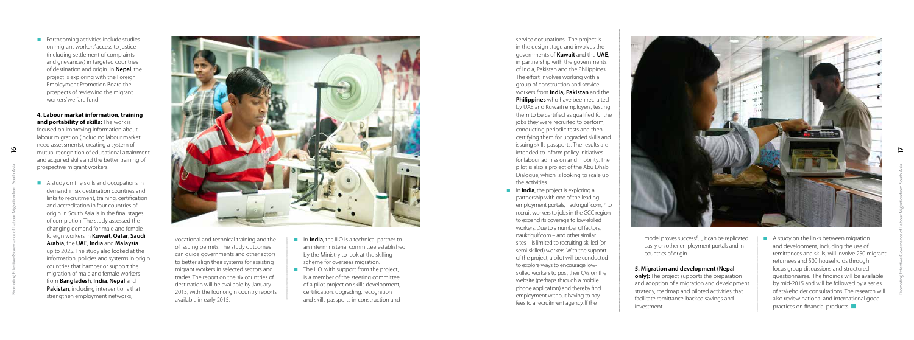- Forthcoming activities include studies on migrant workers' access to justice (including settlement of complaints and grievances) in targeted countries of destination and origin. In **Nepal**, the project is exploring with the Foreign Employment Promotion Board the prospects of reviewing the migrant workers' welfare fund.

**4. Labour market information, training and portability of skills:** The work is focused on improving information about labour migration (including labour market need assessments), creating a system of mutual recognition of educational attainment and acquired skills and the better training of prospective migrant workers.

- A study on the skills and occupations in demand in six destination countries and links to recruitment, training, certification and accreditation in four countries of origin in South Asia is in the final stages of completion. The study assessed the changing demand for male and female foreign workers in **Kuwait**, **Qatar**, **Saudi Arabia**, the **UAE**, **India** and **Malaysia** up to 2025. The study also looked at the information, policies and systems in origin countries that hamper or support the migration of male and female workers from **Bangladesh**, **India**, **Nepal** and **Pakistan**, including interventions that strengthen employment networks, vocational and technical training and the of issuing permits. The study outcomes can guide governments and other actors to better align their systems for assisting migrant workers in selected sectors and trades. The report on the six countries of destination will be available by January 2015, with the four origin country reports available in early 2015.

- In **India**, the ILO is a technical partner to an interministerial committee established by the Ministry to look at the skilling scheme for overseas migration.
- The ILO, with support from the project, is a member of the steering committee of a pilot project on skills development, certification, upgrading, recognition and skills passports in construction and service occupations. The project is in the design stage and involves the governments of **Kuwait** and the **UAE**, in partnership with the governments of India, Pakistan and the Philippines. The effort involves working with a group of construction and service workers from **India, Pakistan** and the **Philippines** who have been recruited by UAE and Kuwaiti employers, testing them to be certified as qualified for the jobs they were recruited to perform, conducting periodic tests and then certifying them for upgraded skills and issuing skills passports. The results are intended to inform policy initiatives for labour admission and mobility. The pilot is also a project of the Abu Dhabi Dialogue, which is looking to scale up the activities.
- In **India**, the project is exploring a partnership with one of the leading employment portals, naukrigulf.com,[17] to recruit workers to jobs in the GCC region to expand its coverage to low-skilled workers. Due to a number of factors, naukrigulf.com – and other similar sites – is limited to recruiting skilled (or semi-skilled) workers. With the support of the project, a pilot will be conducted to explore ways to encourage low-skilled workers to post their CVs on the website (perhaps through a mobile phone application) and thereby find employment without having to pay fees to a recruitment agency. If the model proves successful, it can be replicated easily on other employment portals and in countries of origin.

**5. Migration and development (Nepal only):** The project supports the preparation and adoption of a migration and development strategy, roadmap and piloted activities that facilitate remittance-backed savings and investment.

- A study on the links between migration and development, including the use of remittances and skills, will involve 250 migrant returnees and 500 households through focus group discussions and structured questionnaires. The findings will be available by mid-2015 and will be followed by a series of stakeholder consultations. The research will also review national and international good practices on financial products.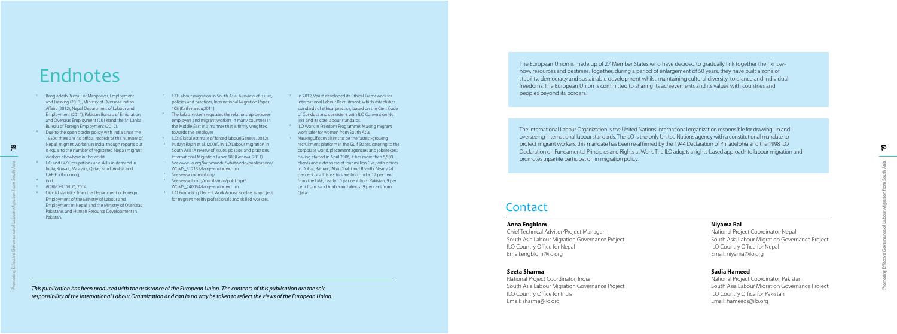# Endnotes

1. Bangladesh Bureau of Manpower, Employment and Training (2013), Ministry of Overseas Indian Affairs (2012), Nepal Department of Labour and Employment (2014), Pakistan Bureau of Emigration and Overseas Employment (2013)and the Sri Lanka Bureau of Foreign Employment (2012).
2. Due to the open border policy with India since the 1950s, there are no official records of the number of Nepali migrant workers in India, though reports put it equal to the number of registered Nepali migrant workers elsewhere in the world.
3. ILO and GIZ:Occupations and skills in demand in India, Kuwait, Malaysia, Qatar, Saudi Arabia and UAE(Forthcoming).
4. ibid.
5. ADBI/OECD/ILO, 2014.
6. Official statistics from the Department of Foreign Employment of the Ministry of Labour and Employment in Nepal; and the Ministry of Overseas Pakistanis and Human Resource Development in Pakistan.
7. ILO:Labour migration in South Asia: A review of issues, policies and practices, International Migration Paper 108 (Kathmandu,2011).
8. The kafala system regulates the relationship between employers and migrant workers in many countries in the Middle East in a manner that is firmly weighted towards the employer.
9. ILO: Global estimate of forced labour(Geneva, 2012).
10. IrudayaRajan et al. (2008), in ILO:Labour migration in South Asia: A review of issues, policies and practices, International Migration Paper 108(Geneva, 2011).
11. Seewww.ilo.org/kathmandu/whatwedo/publications/WCMS_312137/lang--en/index.htm
12. See www.knomad.org/
13. See www.ilo.org/manila/info/public/pr/WCMS_240034/lang--en/index.htm
14. ILO Promoting Decent Work Across Borders is aproject for migrant health professionals and skilled workers.
15. In 2012, Verité developed its Ethical Framework for International Labour Recruitment, which establishes standards of ethical practice, based on the Ciett Code of Conduct and consistent with ILO Convention No. 181 and its core labour standards.
16. ILO Work in Freedom Programme: Making migrant work safer for women from South Asia.
17. Naukrigulf.com claims to be the fastest-growing recruitment platform in the Gulf States, catering to the corporate world, placement agencies and jobseekers; having started in April 2006, it has more than 6,500 clients and a database of four million CVs, with offices in Dubai, Bahrain, Abu Dhabi and Riyadh. Nearly 24 per cent of all its visitors are from India, 17 per cent from the UAE, nearly 10 per cent from Pakistan, 9 per cent from Saud Arabia and almost 9 per cent from Qatar.

*This publication has been produced with the assistance of the European Union. The contents of this publication are the sole responsibility of the International Labour Organization and can in no way be taken to reflect the views of the European Union.*

The European Union is made up of 27 Member States who have decided to gradually link together their know-how, resources and destinies. Together, during a period of enlargement of 50 years, they have built a zone of stability, democracy and sustainable development whilst maintaining cultural diversity, tolerance and individual freedoms. The European Union is committed to sharing its achievements and its values with countries and peoples beyond its borders.

The International Labour Organization is the United Nations' international organization responsible for drawing up and overseeing international labour standards. The ILO is the only United Nations agency with a constitutional mandate to protect migrant workers; this mandate has been re-affirmed by the 1944 Declaration of Philadelphia and the 1998 ILO Declaration on Fundamental Principles and Rights at Work. The ILO adopts a rights-based approach to labour migration and promotes tripartite participation in migration policy.

## Contact

**Anna Engblom**
Chief Technical Advisor/Project Manager
South Asia Labour Migration Governance Project
ILO Country Office for Nepal
Email:engblom@ilo.org

**Seeta Sharma**
National Project Coordinator, India
South Asia Labour Migration Governance Project
ILO Country Office for India
Email: sharma@ilo.org

**Niyama Rai**
National Project Coordinator, Nepal
South Asia Labour Migration Governance Project
ILO Country Office for Nepal
Email: niyama@ilo.org

**Sadia Hameed**
National Project Coordinator, Pakistan
South Asia Labour Migration Governance Project
ILO Country Office for Pakistan
Email: hameeds@ilo.org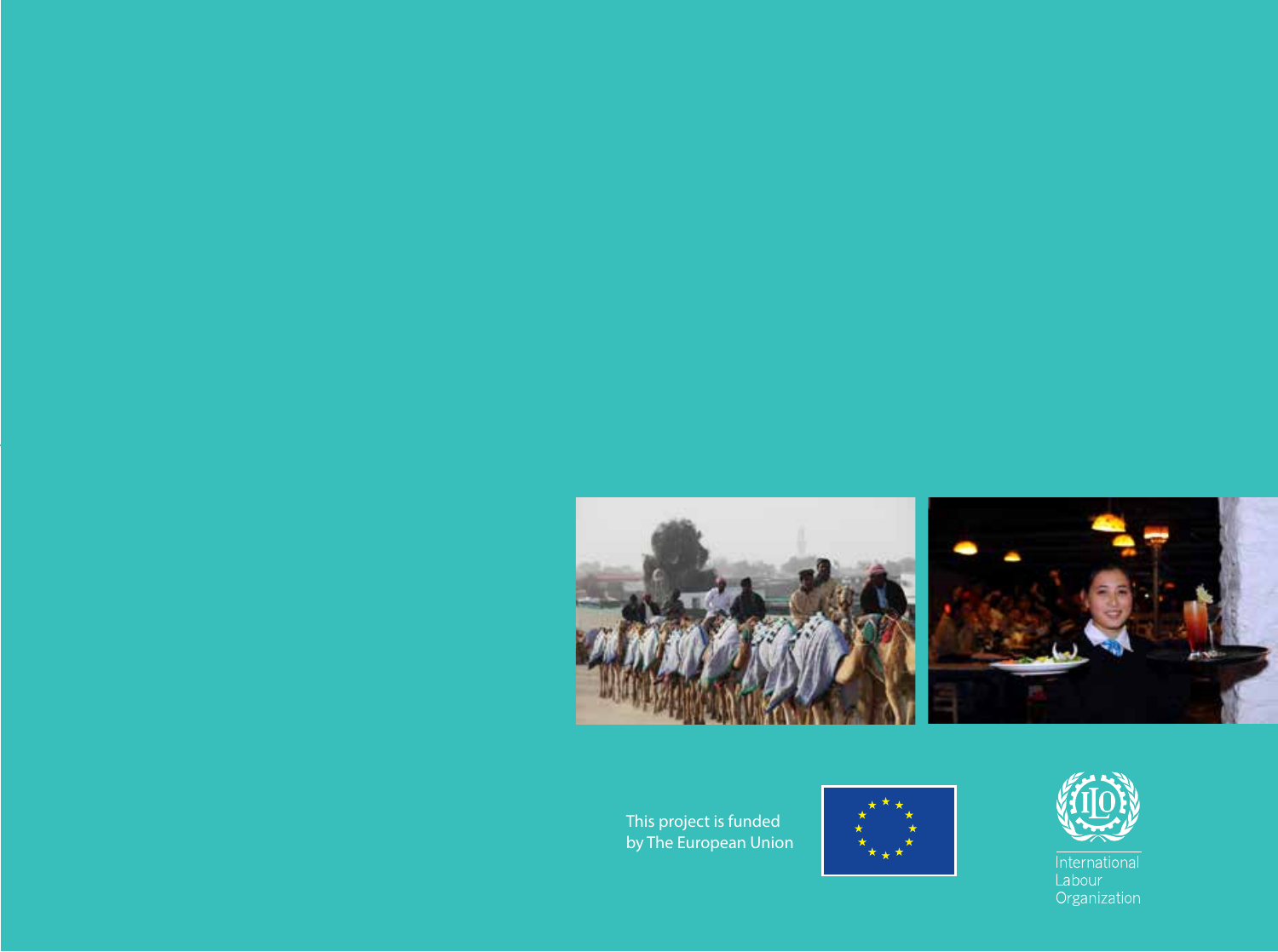This project is funded by The European Union

International Labour Organization